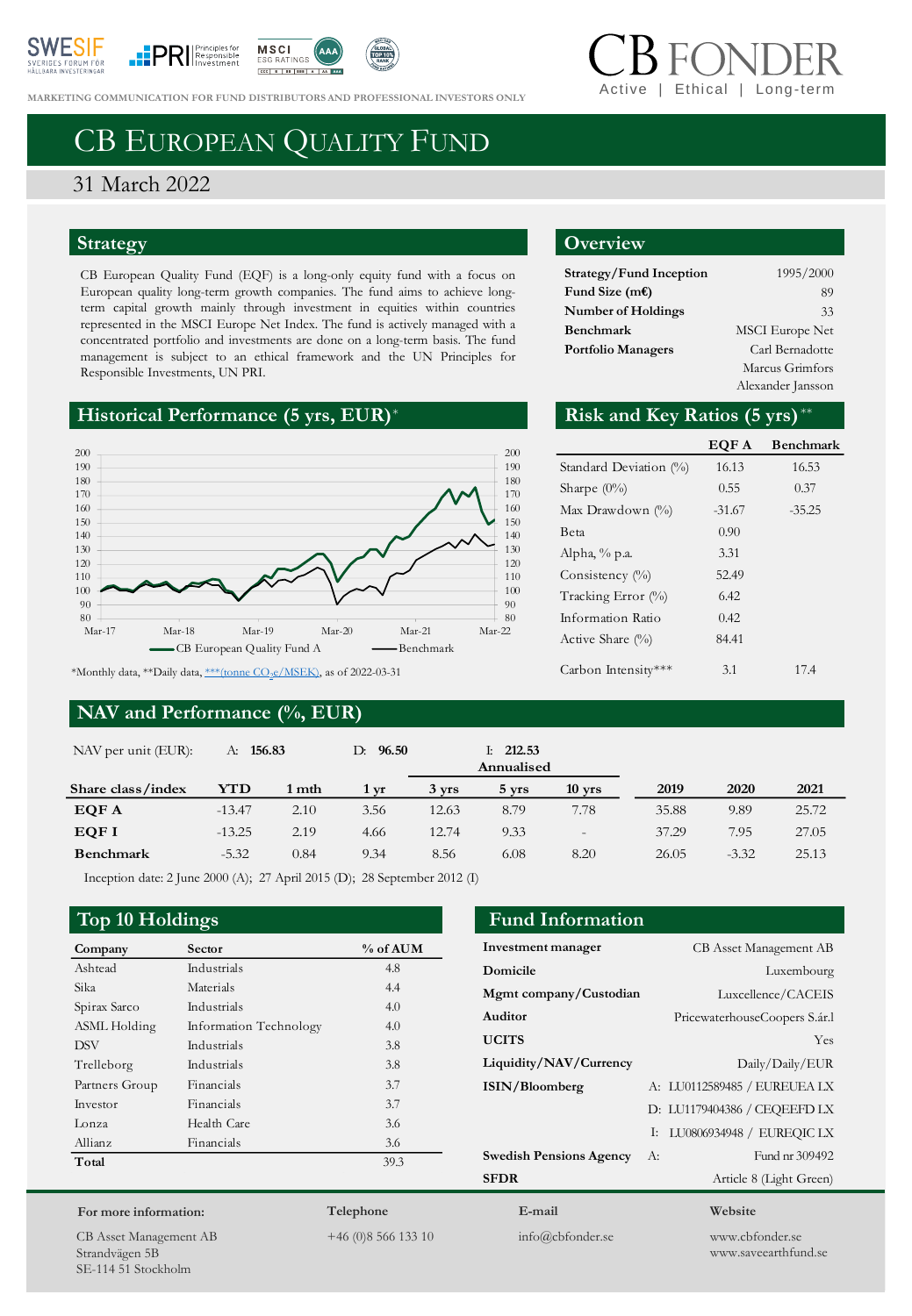MARKETING COMMUNICATION FOR FUND DISTRIBUTORS AND PROFESSIONAL INVESTORS ONLY

CB FONDER
Active | Ethical | Long-term

# CB European Quality Fund

31 March 2022

## Strategy

CB European Quality Fund (EQF) is a long-only equity fund with a focus on European quality long-term growth companies. The fund aims to achieve long-term capital growth mainly through investment in equities within countries represented in the MSCI Europe Net Index. The fund is actively managed with a concentrated portfolio and investments are done on a long-term basis. The fund management is subject to an ethical framework and the UN Principles for Responsible Investments, UN PRI.

## Overview

| | |
|---|---|
| **Strategy/Fund Inception** | 1995/2000 |
| **Fund Size (m€)** | 89 |
| **Number of Holdings** | 33 |
| **Benchmark** | MSCI Europe Net |
| **Portfolio Managers** | Carl Bernadotte<br>Marcus Grimfors<br>Alexander Jansson |

## Historical Performance (5 yrs, EUR)*

CB European Quality Fund A — Benchmark

*Monthly data, **Daily data, ***(tonne $CO_2e$/MSEK), as of 2022-03-31

## Risk and Key Ratios (5 yrs)**

| | EQF A | Benchmark |
|---|---|---|
| Standard Deviation (%) | 16.13 | 16.53 |
| Sharpe (0%) | 0.55 | 0.37 |
| Max Drawdown (%) | -31.67 | -35.25 |
| Beta | 0.90 | |
| Alpha, % p.a. | 3.31 | |
| Consistency (%) | 52.49 | |
| Tracking Error (%) | 6.42 | |
| Information Ratio | 0.42 | |
| Active Share (%) | 84.41 | |
| Carbon Intensity*** | 3.1 | 17.4 |

## NAV and Performance (%, EUR)

NAV per unit (EUR): A: **156.83** D: **96.50** I: **212.53**

| Share class/index | YTD | 1 mth | 1 yr | 3 yrs (Annualised) | 5 yrs (Annualised) | 10 yrs (Annualised) | 2019 | 2020 | 2021 |
|---|---|---|---|---|---|---|---|---|---|
| **EQF A** | -13.47 | 2.10 | 3.56 | 12.63 | 8.79 | 7.78 | 35.88 | 9.89 | 25.72 |
| **EQF I** | -13.25 | 2.19 | 4.66 | 12.74 | 9.33 | - | 37.29 | 7.95 | 27.05 |
| **Benchmark** | -5.32 | 0.84 | 9.34 | 8.56 | 6.08 | 8.20 | 26.05 | -3.32 | 25.13 |

Inception date: 2 June 2000 (A); 27 April 2015 (D); 28 September 2012 (I)

## Top 10 Holdings

| Company | Sector | % of AUM |
|---|---|---|
| Ashtead | Industrials | 4.8 |
| Sika | Materials | 4.4 |
| Spirax Sarco | Industrials | 4.0 |
| ASML Holding | Information Technology | 4.0 |
| DSV | Industrials | 3.8 |
| Trelleborg | Industrials | 3.8 |
| Partners Group | Financials | 3.7 |
| Investor | Financials | 3.7 |
| Lonza | Health Care | 3.6 |
| Allianz | Financials | 3.6 |
| **Total** | | 39.3 |

## Fund Information

| | |
|---|---|
| **Investment manager** | CB Asset Management AB |
| **Domicile** | Luxembourg |
| **Mgmt company/Custodian** | Luxcellence/CACEIS |
| **Auditor** | PricewaterhouseCoopers S.á.r.l |
| **UCITS** | Yes |
| **Liquidity/NAV/Currency** | Daily/Daily/EUR |
| **ISIN/Bloomberg** | A: LU0112589485 / EUREUEA LX<br>D: LU1179404386 / CEQEEFD LX<br>I: LU0806934948 / EUREQIC LX |
| **Swedish Pensions Agency** | A: Fund nr 309492 |
| **SFDR** | Article 8 (Light Green) |

**For more information:**
CB Asset Management AB
Strandvägen 5B
SE-114 51 Stockholm

**Telephone**
+46 (0)8 566 133 10

**E-mail**
info@cbfonder.se

**Website**
www.cbfonder.se
www.saveearthfund.se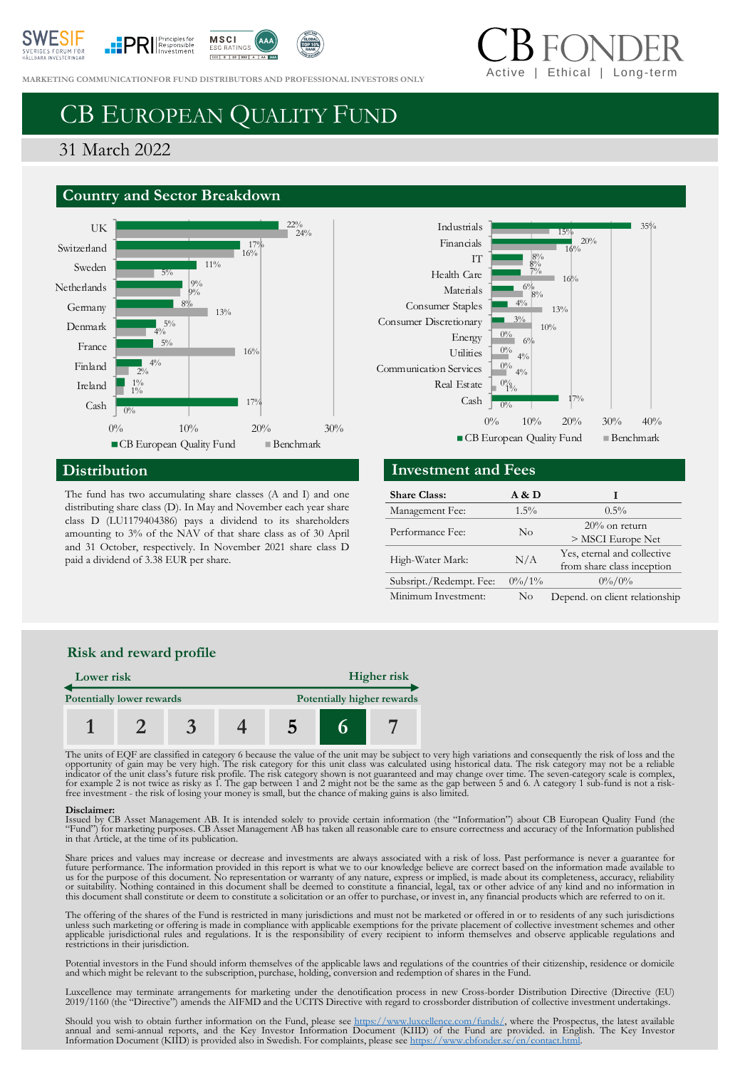MARKETING COMMUNICATIONFOR FUND DISTRIBUTORS AND PROFESSIONAL INVESTORS ONLY

CB FONDER
Active | Ethical | Long-term

# CB European Quality Fund

31 March 2022

## Country and Sector Breakdown

UK
Switzerland
Sweden
Netherlands
Germany
Denmark
France
Finland
Ireland
Cash
22%
24%
17%
16%
11%
5%
9%
9%
8%
13%
5%
4%
5%
16%
4%
2%
1%
1%
17%
0%
0%
10%
20%
30%
CB European Quality Fund
Benchmark

Industrials
Financials
IT
Health Care
Materials
Consumer Staples
Consumer Discretionary
Energy
Utilities
Communication Services
Real Estate
Cash
35%
15%
20%
16%
8%
8%
7%
16%
6%
8%
4%
13%
3%
10%
0%
6%
0%
4%
0%
4%
0%
1%
17%
0%
0%
10%
20%
30%
40%
CB European Quality Fund
Benchmark

## Distribution

The fund has two accumulating share classes (A and I) and one distributing share class (D). In May and November each year share class D (LU1179404386) pays a dividend amounting to 3% of the NAV of that share class as of 30 April and 31 October, respectively. In November 2021 share class D paid a dividend of 3.38 EUR per share.

## Investment and Fees

| Share Class: | A & D | I |
|---|---|---|
| Management Fee: | 1.5% | 0.5% |
| Performance Fee: | No | 20% on return > MSCI Europe Net |
| High-Water Mark: | N/A | Yes, eternal and collective from share class inception |
| Subsript./Redempt. Fee: | 0%/1% | 0%/0% |
| Minimum Investment: | No | Depend. on client relationship |

## Risk and reward profile

Lower risk — Higher risk

Potentially lower rewards — Potentially higher rewards

1 2 3 4 5 **6** 7

The units of EQF are classified in category 6 because the value of the unit may be subject to very high variations and consequently the risk of loss and the opportunity of gain may be very high. The risk category for this unit class was calculated using historical data. The risk category may not be a reliable indicator of the unit class's future risk profile. The risk category shown is not guaranteed and may change over time. The seven-category scale is complex, for example 2 is not twice as risky as 1. The gap between 1 and 2 might not be the same as the gap between 5 and 6. A category 1 sub-fund is not a risk-free investment - the risk of losing your money is small, but the chance of making gains is also limited.

**Disclaimer:**
Issued by CB Asset Management AB. It is intended solely to provide certain information (the "Information") about CB European Quality Fund (the "Fund") for marketing purposes. CB Asset Management AB has taken all reasonable care to ensure correctness and accuracy of the Information published in that Article, at the time of its publication.

Share prices and values may increase or decrease and investments are always associated with a risk of loss. Past performance is never a guarantee for future performance. The information provided in this report is what we to our knowledge believe are correct based on the information made available to us for the purpose of this document. No representation or warranty of any nature, express or implied, is made about its completeness, accuracy, reliability or suitability. Nothing contained in this document shall be deemed to constitute a financial, legal, tax or other advice of any kind and no information in this document shall constitute or deem to constitute a solicitation or an offer to purchase, or invest in, any financial products which are referred to on it.

The offering of the shares of the Fund is restricted in many jurisdictions and must not be marketed or offered in or to residents of any such jurisdictions unless such marketing or offering is made in compliance with applicable exemptions for the private placement of collective investment schemes and other applicable jurisdictional rules and regulations. It is the responsibility of every recipient to inform themselves and observe applicable regulations and restrictions in their jurisdiction.

Potential investors in the Fund should inform themselves of the applicable laws and regulations of the countries of their citizenship, residence or domicile and which might be relevant to the subscription, purchase, holding, conversion and redemption of shares in the Fund.

Luxcellence may terminate arrangements for marketing under the denotification process in new Cross-border Distribution Directive (Directive (EU) 2019/1160 (the "Directive") amends the AIFMD and the UCITS Directive with regard to crossborder distribution of collective investment undertakings.

Should you wish to obtain further information on the Fund, please see https://www.luxcellence.com/funds/, where the Prospectus, the latest available annual and semi-annual reports, and the Key Investor Information Document (KIID) of the Fund are provided. in English. The Key Investor Information Document (KIID) is provided also in Swedish. For complaints, please see https://www.cbfonder.se/en/contact.html.